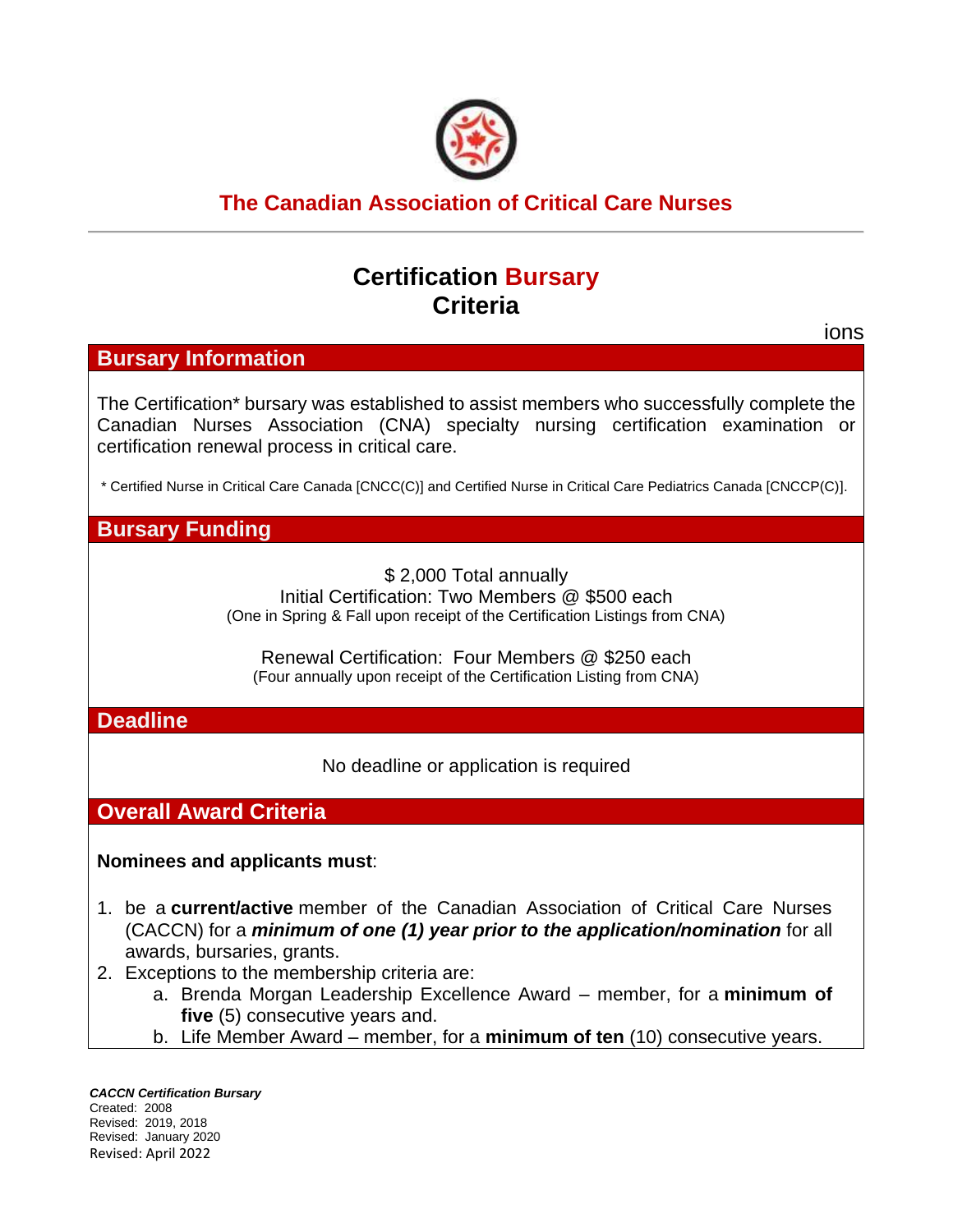# The Canadian Association of Critical Care Nurses

## Certification Bursary Criteria

ions

## Bursary Information

The Certification* bursary was established to assist members who successfully complete the Canadian Nurses Association (CNA) specialty nursing certification examination or certification renewal process in critical care.

* Certified Nurse in Critical Care Canada [CNCC(C)] and Certified Nurse in Critical Care Pediatrics Canada [CNCCP(C)].

## Bursary Funding

$ 2,000 Total annually

Initial Certification: Two Members @ $500 each

(One in Spring & Fall upon receipt of the Certification Listings from CNA)

Renewal Certification: Four Members @ $250 each

(Four annually upon receipt of the Certification Listing from CNA)

## Deadline

No deadline or application is required

## Overall Award Criteria

**Nominees and applicants must**:

1. be a **current/active** member of the Canadian Association of Critical Care Nurses (CACCN) for a ***minimum of one (1) year prior to the application/nomination*** for all awards, bursaries, grants.
2. Exceptions to the membership criteria are:
   a. Brenda Morgan Leadership Excellence Award – member, for a **minimum of five** (5) consecutive years and.
   b. Life Member Award – member, for a **minimum of ten** (10) consecutive years.

***CACCN Certification Bursary***
Created: 2008
Revised: 2019, 2018
Revised: January 2020
Revised: April 2022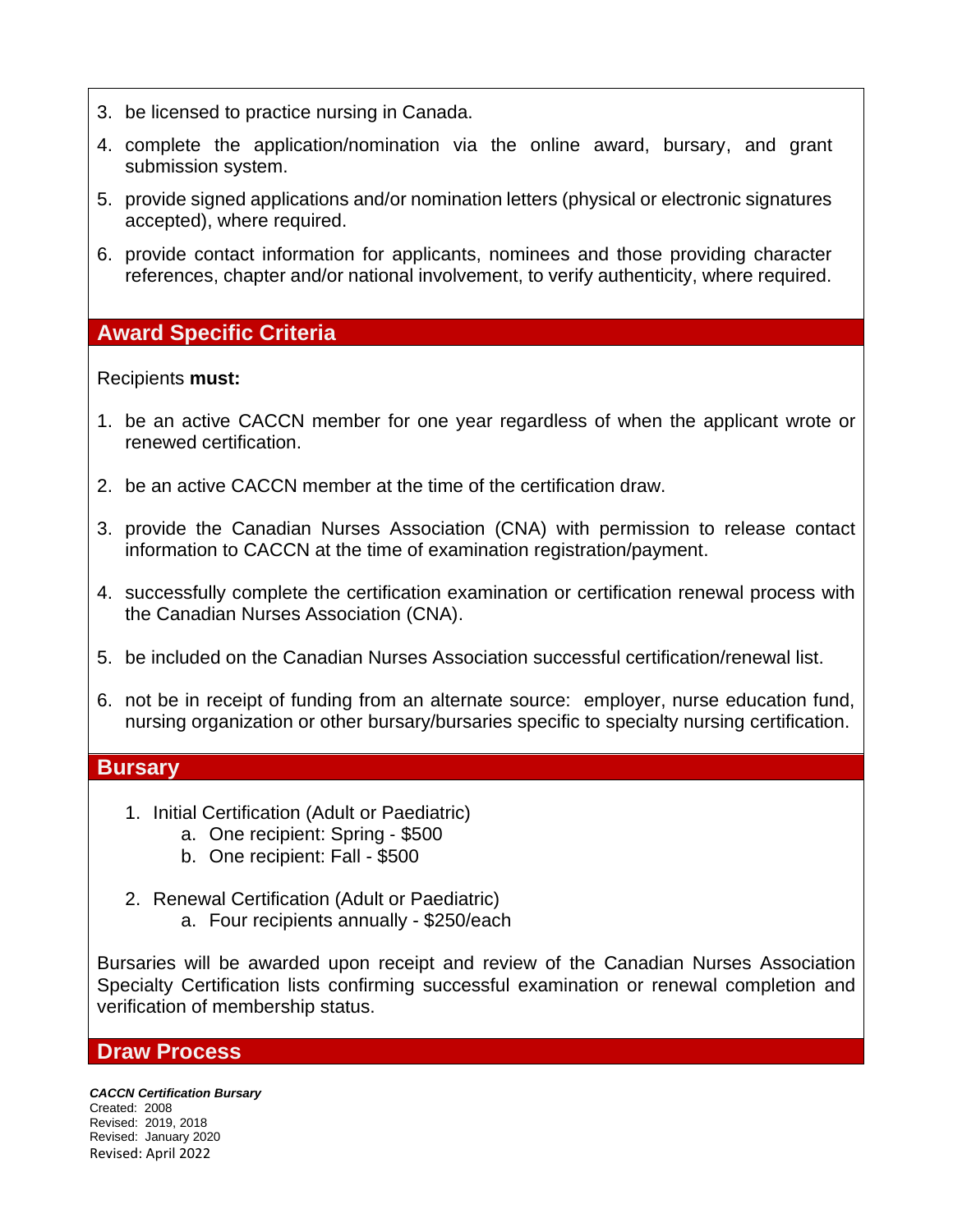3. be licensed to practice nursing in Canada.
4. complete the application/nomination via the online award, bursary, and grant submission system.
5. provide signed applications and/or nomination letters (physical or electronic signatures accepted), where required.
6. provide contact information for applicants, nominees and those providing character references, chapter and/or national involvement, to verify authenticity, where required.

## Award Specific Criteria

Recipients **must:**

1. be an active CACCN member for one year regardless of when the applicant wrote or renewed certification.
2. be an active CACCN member at the time of the certification draw.
3. provide the Canadian Nurses Association (CNA) with permission to release contact information to CACCN at the time of examination registration/payment.
4. successfully complete the certification examination or certification renewal process with the Canadian Nurses Association (CNA).
5. be included on the Canadian Nurses Association successful certification/renewal list.
6. not be in receipt of funding from an alternate source: employer, nurse education fund, nursing organization or other bursary/bursaries specific to specialty nursing certification.

## Bursary

1. Initial Certification (Adult or Paediatric)
   a. One recipient: Spring - $500
   b. One recipient: Fall - $500
2. Renewal Certification (Adult or Paediatric)
   a. Four recipients annually - $250/each

Bursaries will be awarded upon receipt and review of the Canadian Nurses Association Specialty Certification lists confirming successful examination or renewal completion and verification of membership status.

## Draw Process

***CACCN Certification Bursary***
Created: 2008
Revised: 2019, 2018
Revised: January 2020
Revised: April 2022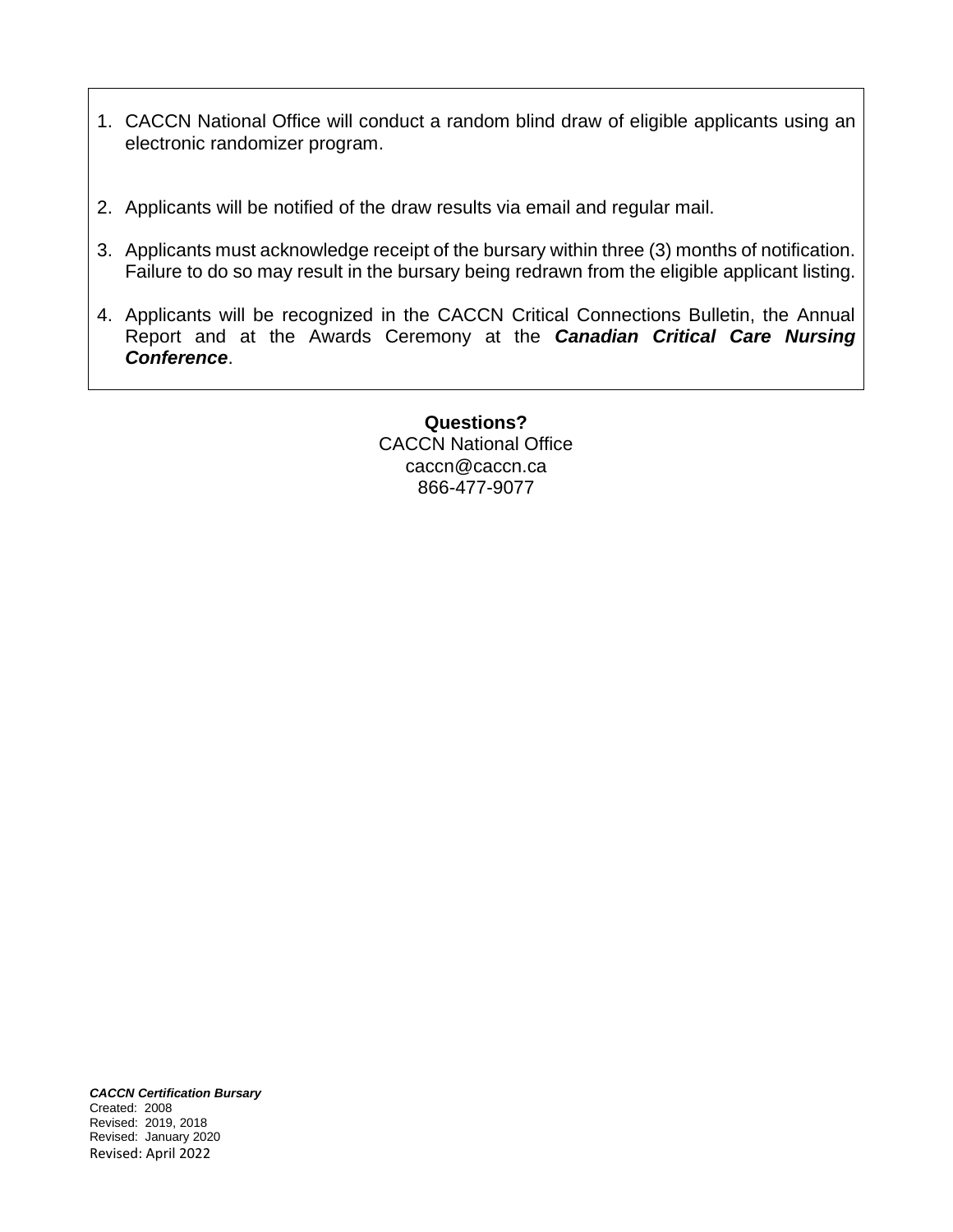1. CACCN National Office will conduct a random blind draw of eligible applicants using an electronic randomizer program.

2. Applicants will be notified of the draw results via email and regular mail.

3. Applicants must acknowledge receipt of the bursary within three (3) months of notification. Failure to do so may result in the bursary being redrawn from the eligible applicant listing.

4. Applicants will be recognized in the CACCN Critical Connections Bulletin, the Annual Report and at the Awards Ceremony at the ***Canadian Critical Care Nursing Conference***.

**Questions?**
CACCN National Office
caccn@caccn.ca
866-477-9077

***CACCN Certification Bursary***
Created: 2008
Revised: 2019, 2018
Revised: January 2020
Revised: April 2022